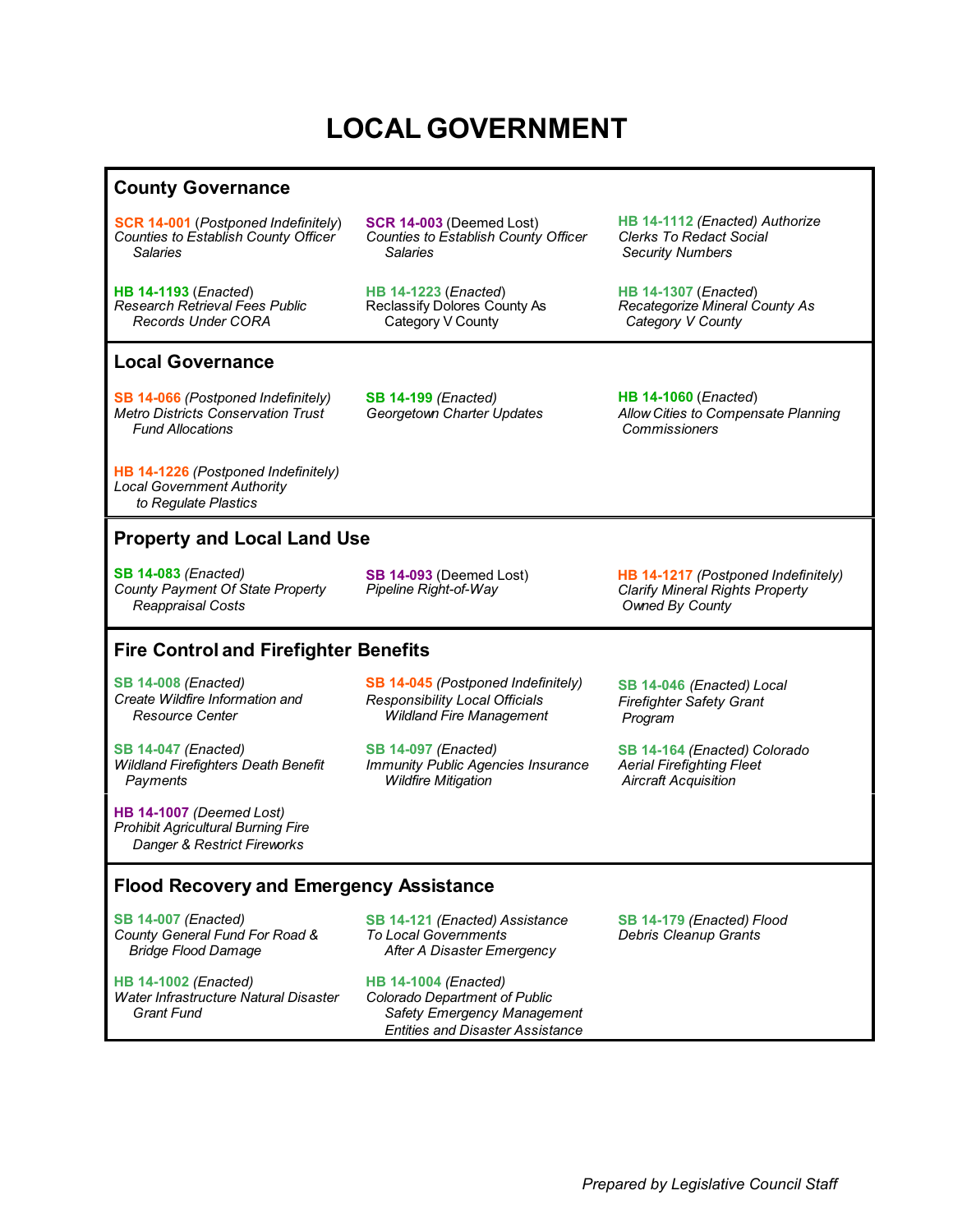# LOCAL GOVERNMENT

## County Governance

**SCR 14-001** (*Postponed Indefinitely*)
*Counties to Establish County Officer Salaries*

**SCR 14-003** (Deemed Lost)
*Counties to Establish County Officer Salaries*

**HB 14-1112** *(Enacted) Authorize Clerks To Redact Social Security Numbers*

**HB 14-1193** (*Enacted*)
*Research Retrieval Fees Public Records Under CORA*

**HB 14-1223** (*Enacted*)
Reclassify Dolores County As Category V County

**HB 14-1307** (*Enacted*)
*Recategorize Mineral County As Category V County*

## Local Governance

**SB 14-066** *(Postponed Indefinitely)*
*Metro Districts Conservation Trust Fund Allocations*

**SB 14-199** *(Enacted)*
*Georgetown Charter Updates*

**HB 14-1060** (*Enacted*)
*Allow Cities to Compensate Planning Commissioners*

**HB 14-1226** *(Postponed Indefinitely)*
*Local Government Authority to Regulate Plastics*

## Property and Local Land Use

**SB 14-083** *(Enacted)*
*County Payment Of State Property Reappraisal Costs*

**SB 14-093** (Deemed Lost)
*Pipeline Right-of-Way*

**HB 14-1217** *(Postponed Indefinitely)*
*Clarify Mineral Rights Property Owned By County*

## Fire Control and Firefighter Benefits

**SB 14-008** *(Enacted)*
*Create Wildfire Information and Resource Center*

**SB 14-045** *(Postponed Indefinitely)*
*Responsibility Local Officials Wildland Fire Management*

**SB 14-046** *(Enacted) Local Firefighter Safety Grant Program*

**SB 14-047** *(Enacted)*
*Wildland Firefighters Death Benefit Payments*

**SB 14-097** *(Enacted)*
*Immunity Public Agencies Insurance Wildfire Mitigation*

**SB 14-164** *(Enacted) Colorado Aerial Firefighting Fleet Aircraft Acquisition*

**HB 14-1007** *(Deemed Lost)*
*Prohibit Agricultural Burning Fire Danger & Restrict Fireworks*

## Flood Recovery and Emergency Assistance

**SB 14-007** *(Enacted)*
*County General Fund For Road & Bridge Flood Damage*

**SB 14-121** *(Enacted) Assistance To Local Governments After A Disaster Emergency*

**SB 14-179** *(Enacted) Flood Debris Cleanup Grants*

**HB 14-1002** *(Enacted)*
*Water Infrastructure Natural Disaster Grant Fund*

**HB 14-1004** *(Enacted)*
*Colorado Department of Public Safety Emergency Management Entities and Disaster Assistance*

*Prepared by Legislative Council Staff*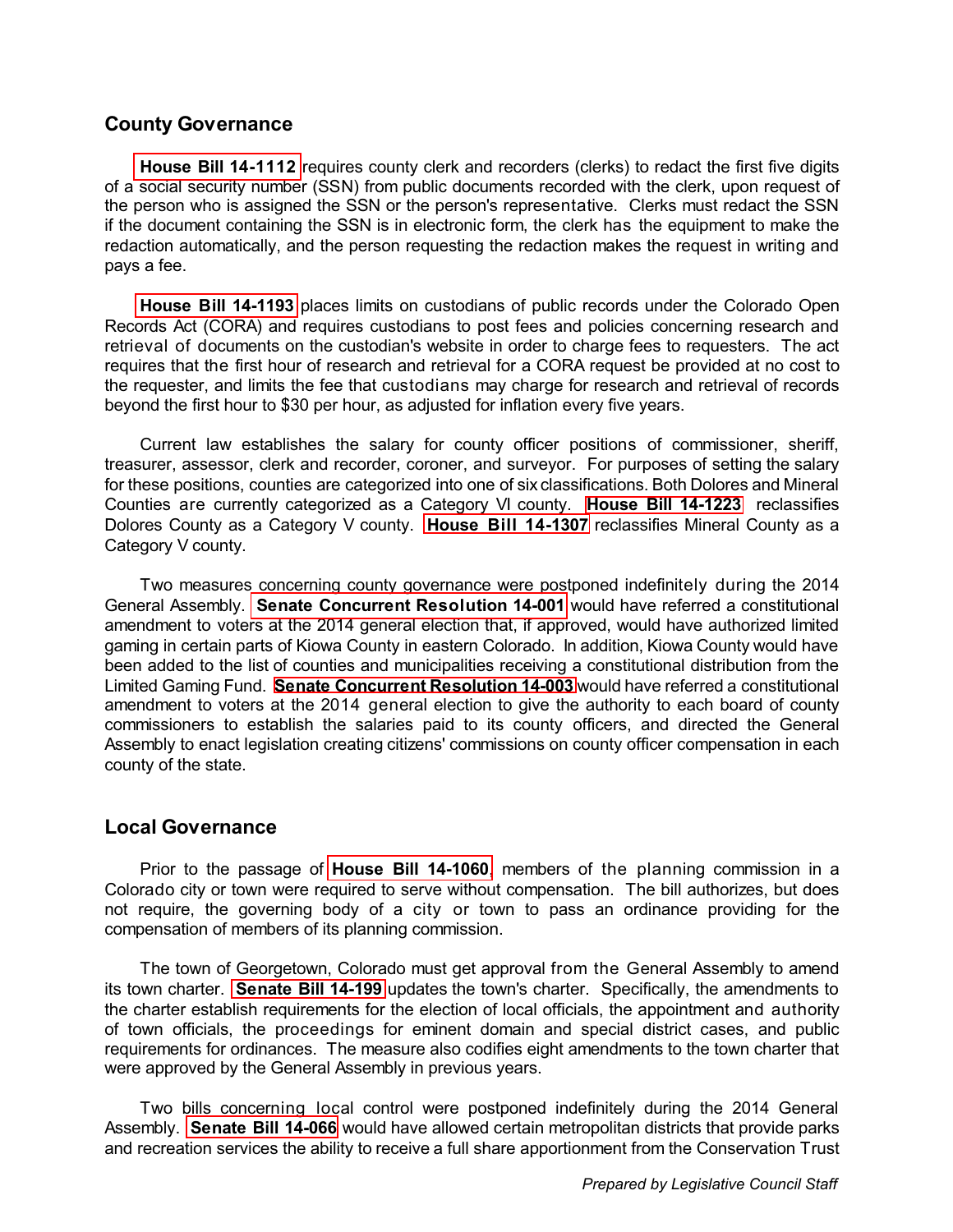## County Governance

**House Bill 14-1112** requires county clerk and recorders (clerks) to redact the first five digits of a social security number (SSN) from public documents recorded with the clerk, upon request of the person who is assigned the SSN or the person's representative. Clerks must redact the SSN if the document containing the SSN is in electronic form, the clerk has the equipment to make the redaction automatically, and the person requesting the redaction makes the request in writing and pays a fee.

**House Bill 14-1193** places limits on custodians of public records under the Colorado Open Records Act (CORA) and requires custodians to post fees and policies concerning research and retrieval of documents on the custodian's website in order to charge fees to requesters. The act requires that the first hour of research and retrieval for a CORA request be provided at no cost to the requester, and limits the fee that custodians may charge for research and retrieval of records beyond the first hour to $30 per hour, as adjusted for inflation every five years.

Current law establishes the salary for county officer positions of commissioner, sheriff, treasurer, assessor, clerk and recorder, coroner, and surveyor. For purposes of setting the salary for these positions, counties are categorized into one of six classifications. Both Dolores and Mineral Counties are currently categorized as a Category VI county. **House Bill 14-1223** reclassifies Dolores County as a Category V county. **House Bill 14-1307** reclassifies Mineral County as a Category V county.

Two measures concerning county governance were postponed indefinitely during the 2014 General Assembly. **Senate Concurrent Resolution 14-001** would have referred a constitutional amendment to voters at the 2014 general election that, if approved, would have authorized limited gaming in certain parts of Kiowa County in eastern Colorado. In addition, Kiowa County would have been added to the list of counties and municipalities receiving a constitutional distribution from the Limited Gaming Fund. **Senate Concurrent Resolution 14-003** would have referred a constitutional amendment to voters at the 2014 general election to give the authority to each board of county commissioners to establish the salaries paid to its county officers, and directed the General Assembly to enact legislation creating citizens' commissions on county officer compensation in each county of the state.

## Local Governance

Prior to the passage of **House Bill 14-1060**, members of the planning commission in a Colorado city or town were required to serve without compensation. The bill authorizes, but does not require, the governing body of a city or town to pass an ordinance providing for the compensation of members of its planning commission.

The town of Georgetown, Colorado must get approval from the General Assembly to amend its town charter. **Senate Bill 14-199** updates the town's charter. Specifically, the amendments to the charter establish requirements for the election of local officials, the appointment and authority of town officials, the proceedings for eminent domain and special district cases, and public requirements for ordinances. The measure also codifies eight amendments to the town charter that were approved by the General Assembly in previous years.

Two bills concerning local control were postponed indefinitely during the 2014 General Assembly. **Senate Bill 14-066** would have allowed certain metropolitan districts that provide parks and recreation services the ability to receive a full share apportionment from the Conservation Trust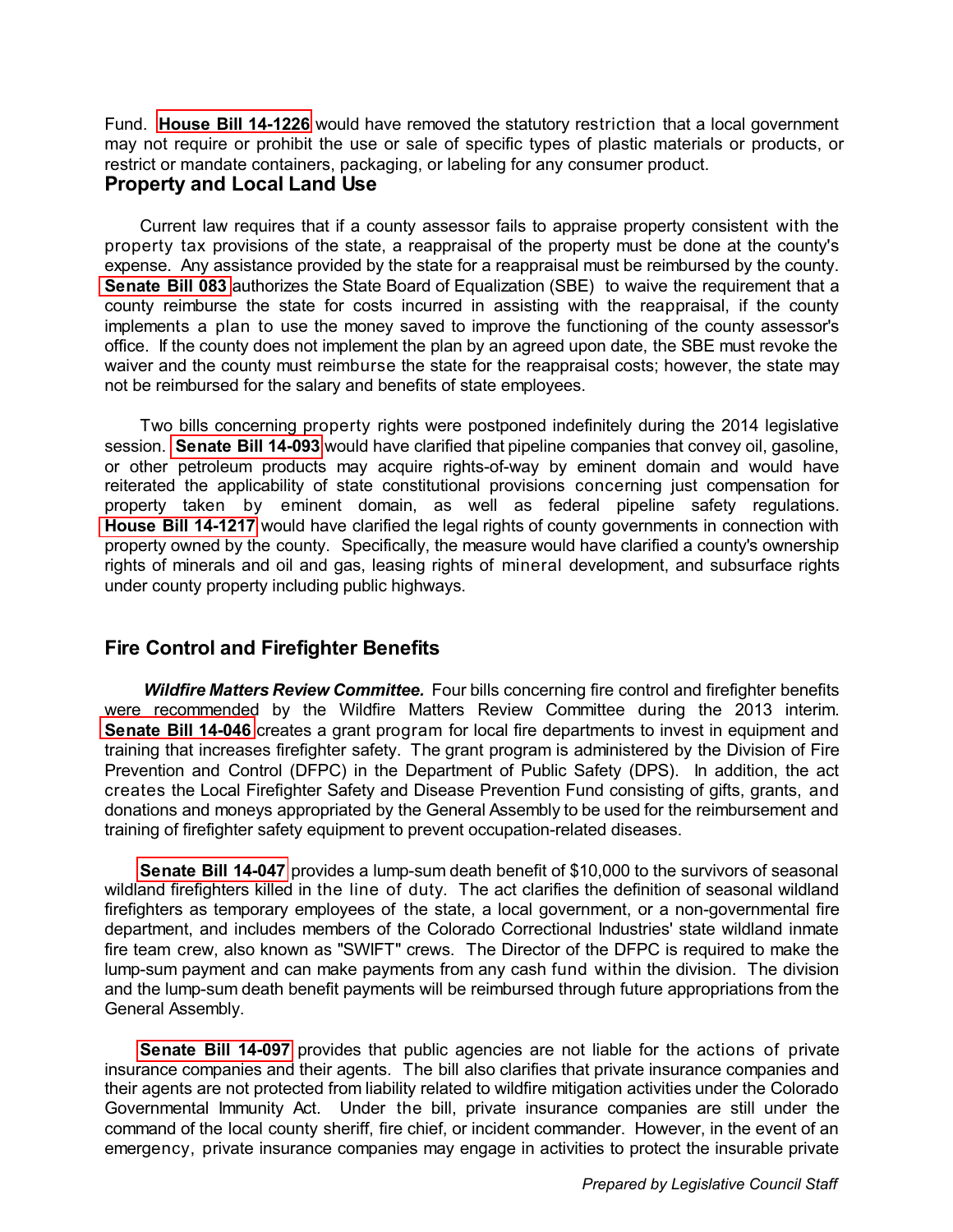Fund. **House Bill 14-1226** would have removed the statutory restriction that a local government may not require or prohibit the use or sale of specific types of plastic materials or products, or restrict or mandate containers, packaging, or labeling for any consumer product.

## Property and Local Land Use

Current law requires that if a county assessor fails to appraise property consistent with the property tax provisions of the state, a reappraisal of the property must be done at the county's expense. Any assistance provided by the state for a reappraisal must be reimbursed by the county. **Senate Bill 083** authorizes the State Board of Equalization (SBE) to waive the requirement that a county reimburse the state for costs incurred in assisting with the reappraisal, if the county implements a plan to use the money saved to improve the functioning of the county assessor's office. If the county does not implement the plan by an agreed upon date, the SBE must revoke the waiver and the county must reimburse the state for the reappraisal costs; however, the state may not be reimbursed for the salary and benefits of state employees.

Two bills concerning property rights were postponed indefinitely during the 2014 legislative session. **Senate Bill 14-093** would have clarified that pipeline companies that convey oil, gasoline, or other petroleum products may acquire rights-of-way by eminent domain and would have reiterated the applicability of state constitutional provisions concerning just compensation for property taken by eminent domain, as well as federal pipeline safety regulations. **House Bill 14-1217** would have clarified the legal rights of county governments in connection with property owned by the county. Specifically, the measure would have clarified a county's ownership rights of minerals and oil and gas, leasing rights of mineral development, and subsurface rights under county property including public highways.

## Fire Control and Firefighter Benefits

***Wildfire Matters Review Committee.*** Four bills concerning fire control and firefighter benefits were recommended by the Wildfire Matters Review Committee during the 2013 interim. **Senate Bill 14-046** creates a grant program for local fire departments to invest in equipment and training that increases firefighter safety. The grant program is administered by the Division of Fire Prevention and Control (DFPC) in the Department of Public Safety (DPS). In addition, the act creates the Local Firefighter Safety and Disease Prevention Fund consisting of gifts, grants, and donations and moneys appropriated by the General Assembly to be used for the reimbursement and training of firefighter safety equipment to prevent occupation-related diseases.

**Senate Bill 14-047** provides a lump-sum death benefit of $10,000 to the survivors of seasonal wildland firefighters killed in the line of duty. The act clarifies the definition of seasonal wildland firefighters as temporary employees of the state, a local government, or a non-governmental fire department, and includes members of the Colorado Correctional Industries' state wildland inmate fire team crew, also known as "SWIFT" crews. The Director of the DFPC is required to make the lump-sum payment and can make payments from any cash fund within the division. The division and the lump-sum death benefit payments will be reimbursed through future appropriations from the General Assembly.

**Senate Bill 14-097** provides that public agencies are not liable for the actions of private insurance companies and their agents. The bill also clarifies that private insurance companies and their agents are not protected from liability related to wildfire mitigation activities under the Colorado Governmental Immunity Act. Under the bill, private insurance companies are still under the command of the local county sheriff, fire chief, or incident commander. However, in the event of an emergency, private insurance companies may engage in activities to protect the insurable private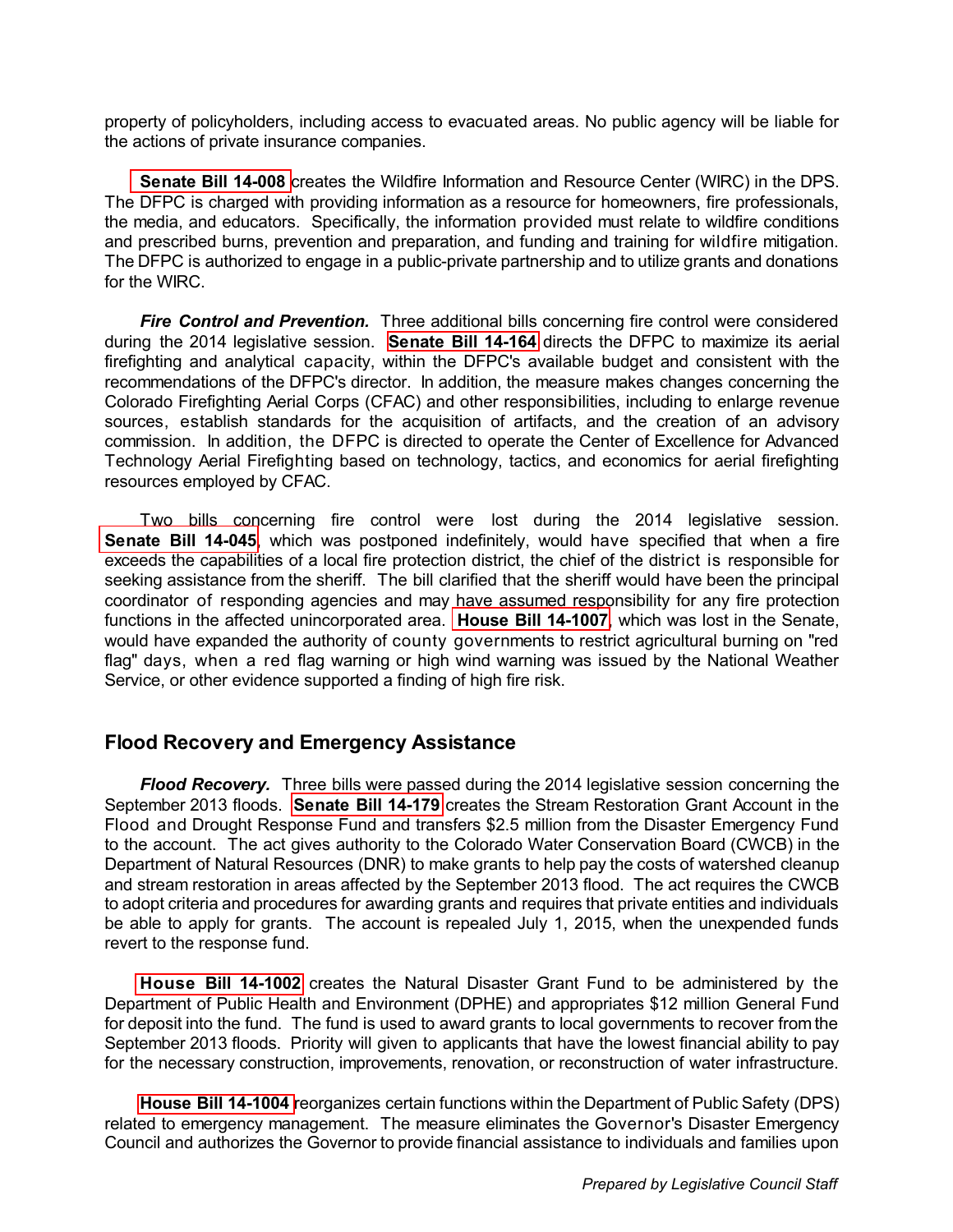property of policyholders, including access to evacuated areas. No public agency will be liable for the actions of private insurance companies.

**Senate Bill 14-008** creates the Wildfire Information and Resource Center (WIRC) in the DPS. The DFPC is charged with providing information as a resource for homeowners, fire professionals, the media, and educators. Specifically, the information provided must relate to wildfire conditions and prescribed burns, prevention and preparation, and funding and training for wildfire mitigation. The DFPC is authorized to engage in a public-private partnership and to utilize grants and donations for the WIRC.

***Fire Control and Prevention.*** Three additional bills concerning fire control were considered during the 2014 legislative session. **Senate Bill 14-164** directs the DFPC to maximize its aerial firefighting and analytical capacity, within the DFPC's available budget and consistent with the recommendations of the DFPC's director. In addition, the measure makes changes concerning the Colorado Firefighting Aerial Corps (CFAC) and other responsibilities, including to enlarge revenue sources, establish standards for the acquisition of artifacts, and the creation of an advisory commission. In addition, the DFPC is directed to operate the Center of Excellence for Advanced Technology Aerial Firefighting based on technology, tactics, and economics for aerial firefighting resources employed by CFAC.

Two bills concerning fire control were lost during the 2014 legislative session. **Senate Bill 14-045**, which was postponed indefinitely, would have specified that when a fire exceeds the capabilities of a local fire protection district, the chief of the district is responsible for seeking assistance from the sheriff. The bill clarified that the sheriff would have been the principal coordinator of responding agencies and may have assumed responsibility for any fire protection functions in the affected unincorporated area. **House Bill 14-1007**, which was lost in the Senate, would have expanded the authority of county governments to restrict agricultural burning on "red flag" days, when a red flag warning or high wind warning was issued by the National Weather Service, or other evidence supported a finding of high fire risk.

## Flood Recovery and Emergency Assistance

***Flood Recovery.*** Three bills were passed during the 2014 legislative session concerning the September 2013 floods. **Senate Bill 14-179** creates the Stream Restoration Grant Account in the Flood and Drought Response Fund and transfers $2.5 million from the Disaster Emergency Fund to the account. The act gives authority to the Colorado Water Conservation Board (CWCB) in the Department of Natural Resources (DNR) to make grants to help pay the costs of watershed cleanup and stream restoration in areas affected by the September 2013 flood. The act requires the CWCB to adopt criteria and procedures for awarding grants and requires that private entities and individuals be able to apply for grants. The account is repealed July 1, 2015, when the unexpended funds revert to the response fund.

**House Bill 14-1002** creates the Natural Disaster Grant Fund to be administered by the Department of Public Health and Environment (DPHE) and appropriates $12 million General Fund for deposit into the fund. The fund is used to award grants to local governments to recover from the September 2013 floods. Priority will given to applicants that have the lowest financial ability to pay for the necessary construction, improvements, renovation, or reconstruction of water infrastructure.

**House Bill 14-1004** reorganizes certain functions within the Department of Public Safety (DPS) related to emergency management. The measure eliminates the Governor's Disaster Emergency Council and authorizes the Governor to provide financial assistance to individuals and families upon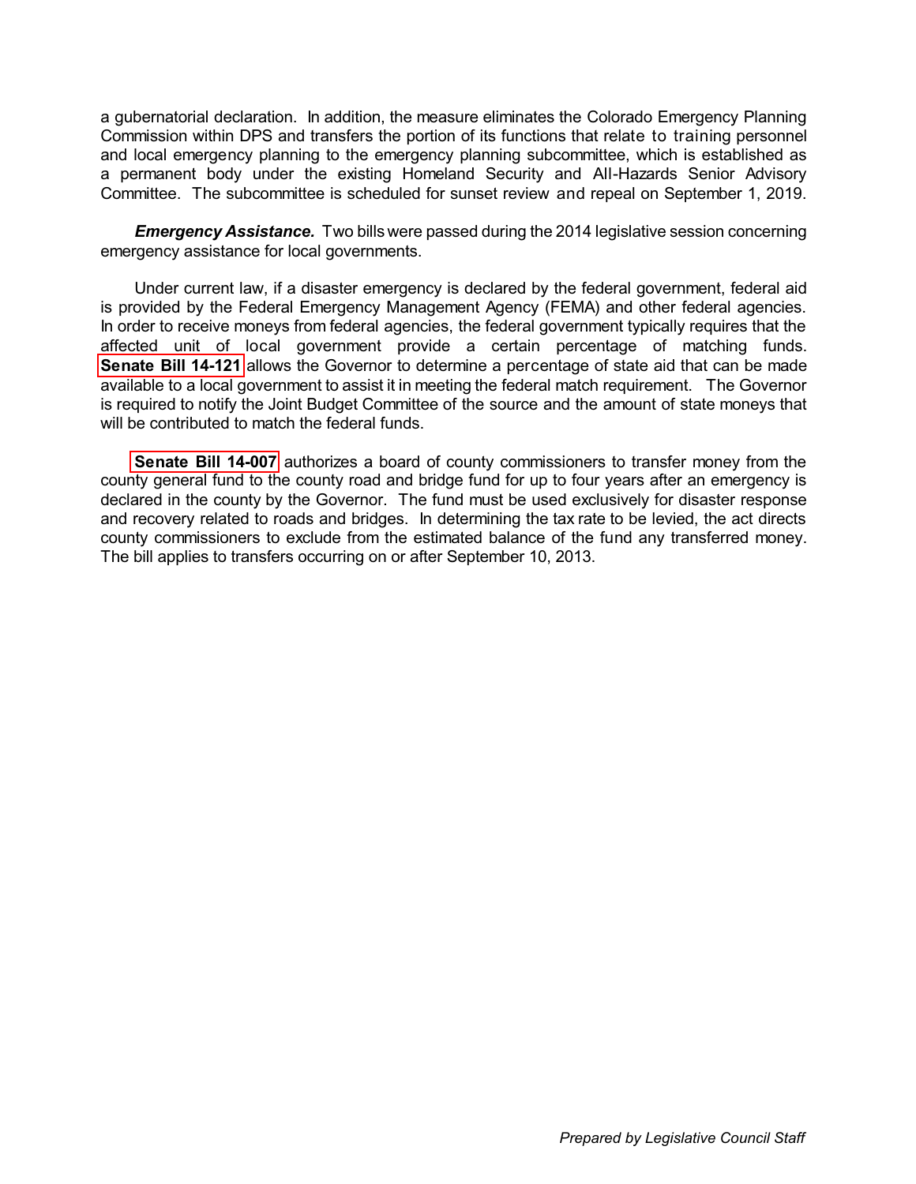a gubernatorial declaration. In addition, the measure eliminates the Colorado Emergency Planning Commission within DPS and transfers the portion of its functions that relate to training personnel and local emergency planning to the emergency planning subcommittee, which is established as a permanent body under the existing Homeland Security and All-Hazards Senior Advisory Committee. The subcommittee is scheduled for sunset review and repeal on September 1, 2019.

***Emergency Assistance.*** Two bills were passed during the 2014 legislative session concerning emergency assistance for local governments.

Under current law, if a disaster emergency is declared by the federal government, federal aid is provided by the Federal Emergency Management Agency (FEMA) and other federal agencies. In order to receive moneys from federal agencies, the federal government typically requires that the affected unit of local government provide a certain percentage of matching funds. **Senate Bill 14-121** allows the Governor to determine a percentage of state aid that can be made available to a local government to assist it in meeting the federal match requirement. The Governor is required to notify the Joint Budget Committee of the source and the amount of state moneys that will be contributed to match the federal funds.

**Senate Bill 14-007** authorizes a board of county commissioners to transfer money from the county general fund to the county road and bridge fund for up to four years after an emergency is declared in the county by the Governor. The fund must be used exclusively for disaster response and recovery related to roads and bridges. In determining the tax rate to be levied, the act directs county commissioners to exclude from the estimated balance of the fund any transferred money. The bill applies to transfers occurring on or after September 10, 2013.